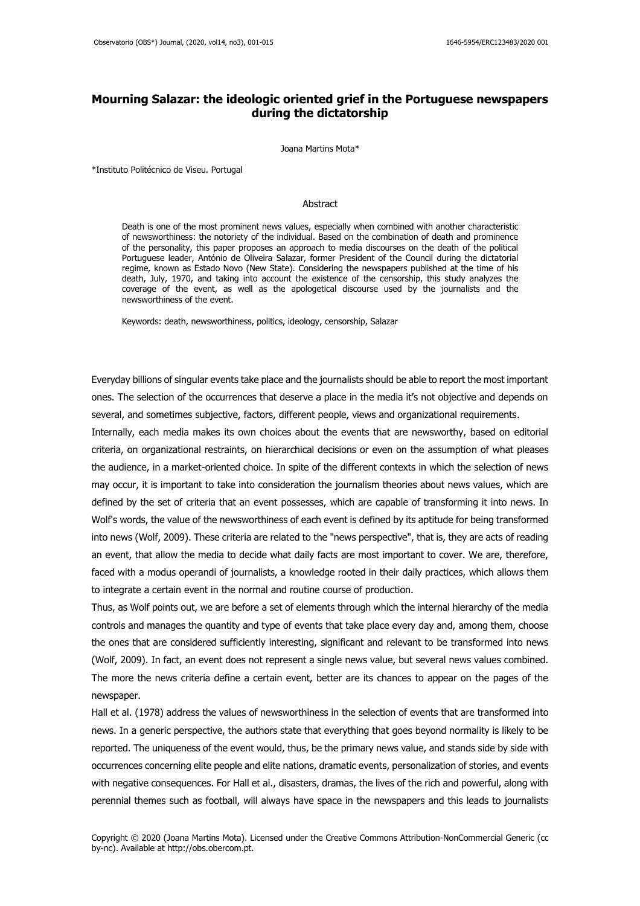# Mourning Salazar: the ideologic oriented grief in the Portuguese newspapers during the dictatorship

Joana Martins Mota*

*Instituto Politécnico de Viseu. Portugal

## Abstract

Death is one of the most prominent news values, especially when combined with another characteristic of newsworthiness: the notoriety of the individual. Based on the combination of death and prominence of the personality, this paper proposes an approach to media discourses on the death of the political Portuguese leader, António de Oliveira Salazar, former President of the Council during the dictatorial regime, known as Estado Novo (New State). Considering the newspapers published at the time of his death, July, 1970, and taking into account the existence of the censorship, this study analyzes the coverage of the event, as well as the apologetical discourse used by the journalists and the newsworthiness of the event.

Keywords: death, newsworthiness, politics, ideology, censorship, Salazar

Everyday billions of singular events take place and the journalists should be able to report the most important ones. The selection of the occurrences that deserve a place in the media it's not objective and depends on several, and sometimes subjective, factors, different people, views and organizational requirements.

Internally, each media makes its own choices about the events that are newsworthy, based on editorial criteria, on organizational restraints, on hierarchical decisions or even on the assumption of what pleases the audience, in a market-oriented choice. In spite of the different contexts in which the selection of news may occur, it is important to take into consideration the journalism theories about news values, which are defined by the set of criteria that an event possesses, which are capable of transforming it into news. In Wolf's words, the value of the newsworthiness of each event is defined by its aptitude for being transformed into news (Wolf, 2009). These criteria are related to the "news perspective", that is, they are acts of reading an event, that allow the media to decide what daily facts are most important to cover. We are, therefore, faced with a modus operandi of journalists, a knowledge rooted in their daily practices, which allows them to integrate a certain event in the normal and routine course of production.

Thus, as Wolf points out, we are before a set of elements through which the internal hierarchy of the media controls and manages the quantity and type of events that take place every day and, among them, choose the ones that are considered sufficiently interesting, significant and relevant to be transformed into news (Wolf, 2009). In fact, an event does not represent a single news value, but several news values combined. The more the news criteria define a certain event, better are its chances to appear on the pages of the newspaper.

Hall et al. (1978) address the values of newsworthiness in the selection of events that are transformed into news. In a generic perspective, the authors state that everything that goes beyond normality is likely to be reported. The uniqueness of the event would, thus, be the primary news value, and stands side by side with occurrences concerning elite people and elite nations, dramatic events, personalization of stories, and events with negative consequences. For Hall et al., disasters, dramas, the lives of the rich and powerful, along with perennial themes such as football, will always have space in the newspapers and this leads to journalists

Copyright © 2020 (Joana Martins Mota). Licensed under the Creative Commons Attribution-NonCommercial Generic (cc by-nc). Available at http://obs.obercom.pt.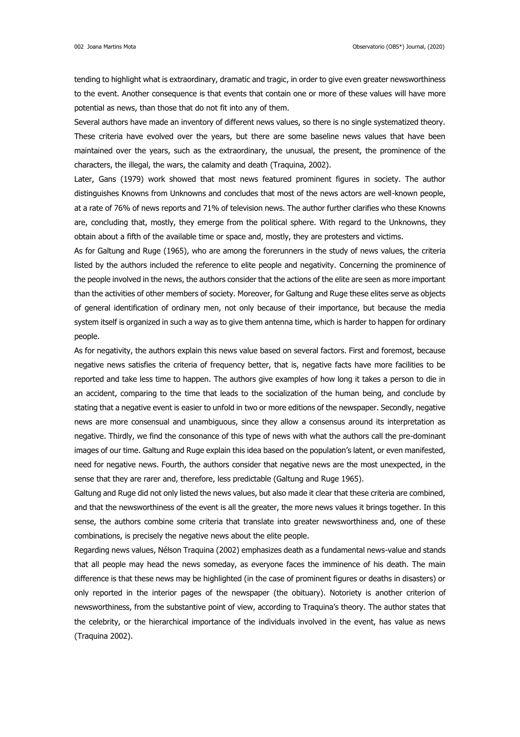tending to highlight what is extraordinary, dramatic and tragic, in order to give even greater newsworthiness to the event. Another consequence is that events that contain one or more of these values will have more potential as news, than those that do not fit into any of them.

Several authors have made an inventory of different news values, so there is no single systematized theory. These criteria have evolved over the years, but there are some baseline news values that have been maintained over the years, such as the extraordinary, the unusual, the present, the prominence of the characters, the illegal, the wars, the calamity and death (Traquina, 2002).

Later, Gans (1979) work showed that most news featured prominent figures in society. The author distinguishes Knowns from Unknowns and concludes that most of the news actors are well-known people, at a rate of 76% of news reports and 71% of television news. The author further clarifies who these Knowns are, concluding that, mostly, they emerge from the political sphere. With regard to the Unknowns, they obtain about a fifth of the available time or space and, mostly, they are protesters and victims.

As for Galtung and Ruge (1965), who are among the forerunners in the study of news values, the criteria listed by the authors included the reference to elite people and negativity. Concerning the prominence of the people involved in the news, the authors consider that the actions of the elite are seen as more important than the activities of other members of society. Moreover, for Galtung and Ruge these elites serve as objects of general identification of ordinary men, not only because of their importance, but because the media system itself is organized in such a way as to give them antenna time, which is harder to happen for ordinary people.

As for negativity, the authors explain this news value based on several factors. First and foremost, because negative news satisfies the criteria of frequency better, that is, negative facts have more facilities to be reported and take less time to happen. The authors give examples of how long it takes a person to die in an accident, comparing to the time that leads to the socialization of the human being, and conclude by stating that a negative event is easier to unfold in two or more editions of the newspaper. Secondly, negative news are more consensual and unambiguous, since they allow a consensus around its interpretation as negative. Thirdly, we find the consonance of this type of news with what the authors call the pre-dominant images of our time. Galtung and Ruge explain this idea based on the population's latent, or even manifested, need for negative news. Fourth, the authors consider that negative news are the most unexpected, in the sense that they are rarer and, therefore, less predictable (Galtung and Ruge 1965).

Galtung and Ruge did not only listed the news values, but also made it clear that these criteria are combined, and that the newsworthiness of the event is all the greater, the more news values it brings together. In this sense, the authors combine some criteria that translate into greater newsworthiness and, one of these combinations, is precisely the negative news about the elite people.

Regarding news values, Nélson Traquina (2002) emphasizes death as a fundamental news-value and stands that all people may head the news someday, as everyone faces the imminence of his death. The main difference is that these news may be highlighted (in the case of prominent figures or deaths in disasters) or only reported in the interior pages of the newspaper (the obituary). Notoriety is another criterion of newsworthiness, from the substantive point of view, according to Traquina's theory. The author states that the celebrity, or the hierarchical importance of the individuals involved in the event, has value as news (Traquina 2002).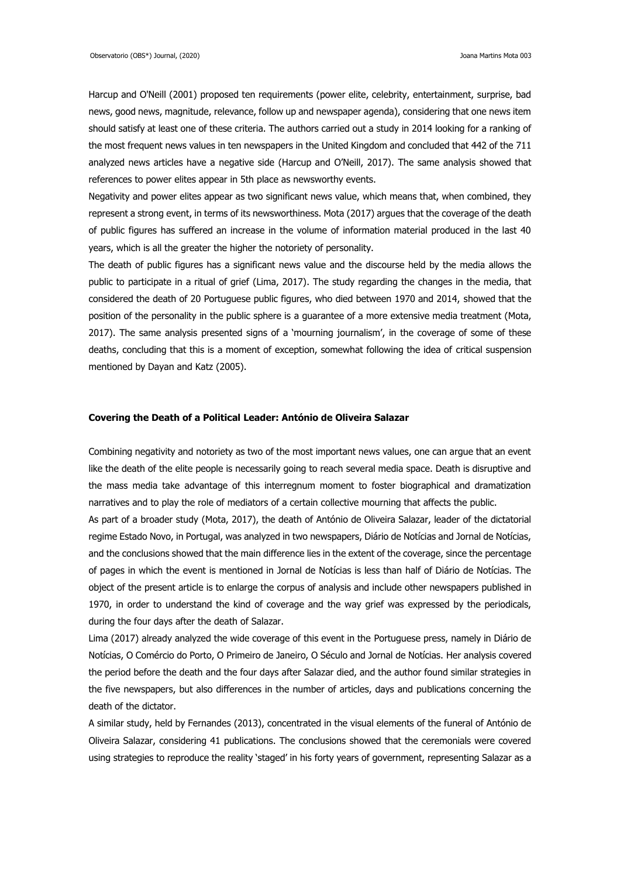Harcup and O'Neill (2001) proposed ten requirements (power elite, celebrity, entertainment, surprise, bad news, good news, magnitude, relevance, follow up and newspaper agenda), considering that one news item should satisfy at least one of these criteria. The authors carried out a study in 2014 looking for a ranking of the most frequent news values in ten newspapers in the United Kingdom and concluded that 442 of the 711 analyzed news articles have a negative side (Harcup and O'Neill, 2017). The same analysis showed that references to power elites appear in 5th place as newsworthy events.

Negativity and power elites appear as two significant news value, which means that, when combined, they represent a strong event, in terms of its newsworthiness. Mota (2017) argues that the coverage of the death of public figures has suffered an increase in the volume of information material produced in the last 40 years, which is all the greater the higher the notoriety of personality.

The death of public figures has a significant news value and the discourse held by the media allows the public to participate in a ritual of grief (Lima, 2017). The study regarding the changes in the media, that considered the death of 20 Portuguese public figures, who died between 1970 and 2014, showed that the position of the personality in the public sphere is a guarantee of a more extensive media treatment (Mota, 2017). The same analysis presented signs of a 'mourning journalism', in the coverage of some of these deaths, concluding that this is a moment of exception, somewhat following the idea of critical suspension mentioned by Dayan and Katz (2005).

### Covering the Death of a Political Leader: António de Oliveira Salazar

Combining negativity and notoriety as two of the most important news values, one can argue that an event like the death of the elite people is necessarily going to reach several media space. Death is disruptive and the mass media take advantage of this interregnum moment to foster biographical and dramatization narratives and to play the role of mediators of a certain collective mourning that affects the public.

As part of a broader study (Mota, 2017), the death of António de Oliveira Salazar, leader of the dictatorial regime Estado Novo, in Portugal, was analyzed in two newspapers, Diário de Notícias and Jornal de Notícias, and the conclusions showed that the main difference lies in the extent of the coverage, since the percentage of pages in which the event is mentioned in Jornal de Notícias is less than half of Diário de Notícias. The object of the present article is to enlarge the corpus of analysis and include other newspapers published in 1970, in order to understand the kind of coverage and the way grief was expressed by the periodicals, during the four days after the death of Salazar.

Lima (2017) already analyzed the wide coverage of this event in the Portuguese press, namely in Diário de Notícias, O Comércio do Porto, O Primeiro de Janeiro, O Século and Jornal de Notícias. Her analysis covered the period before the death and the four days after Salazar died, and the author found similar strategies in the five newspapers, but also differences in the number of articles, days and publications concerning the death of the dictator.

A similar study, held by Fernandes (2013), concentrated in the visual elements of the funeral of António de Oliveira Salazar, considering 41 publications. The conclusions showed that the ceremonials were covered using strategies to reproduce the reality 'staged' in his forty years of government, representing Salazar as a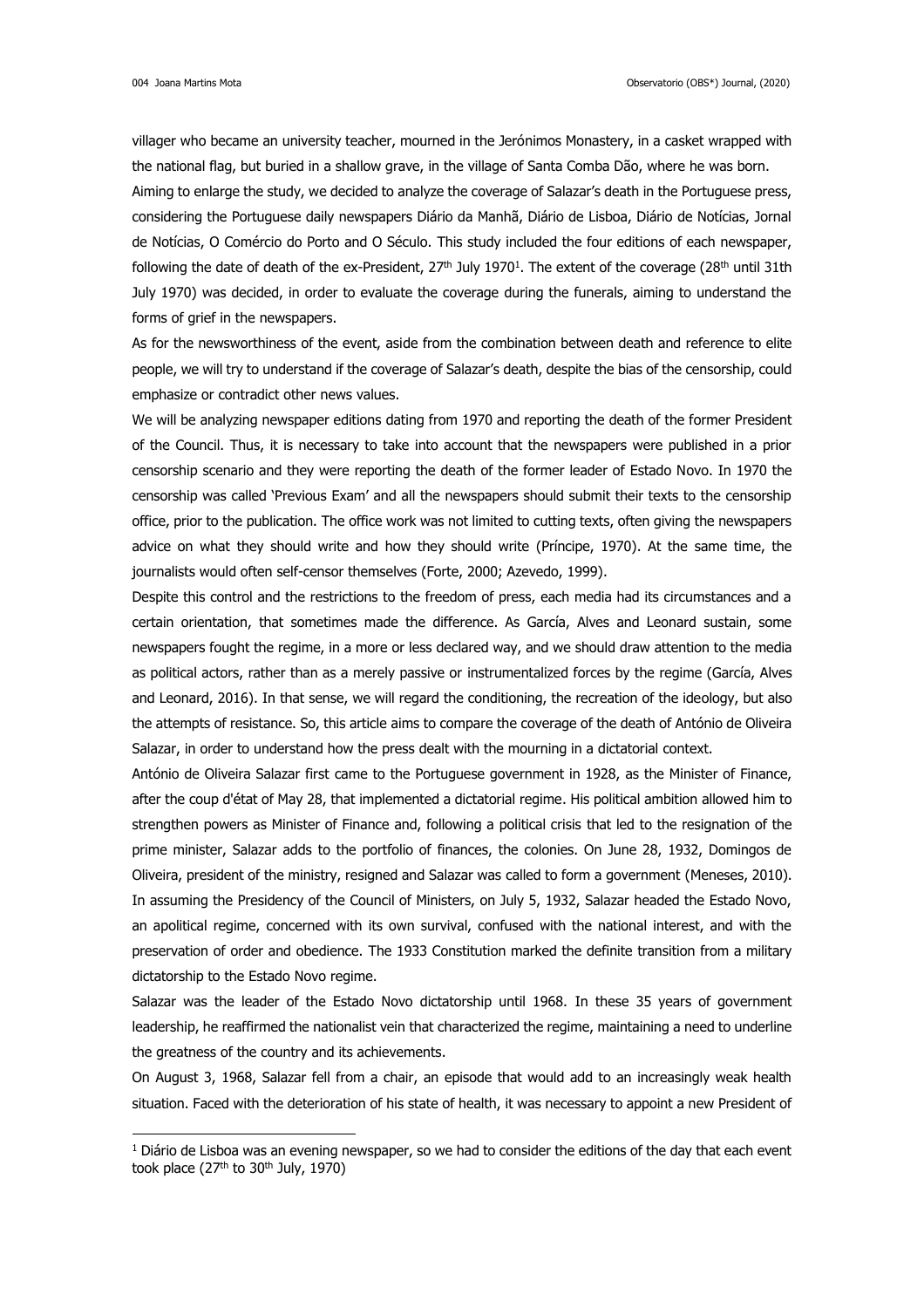villager who became an university teacher, mourned in the Jerónimos Monastery, in a casket wrapped with the national flag, but buried in a shallow grave, in the village of Santa Comba Dão, where he was born.

Aiming to enlarge the study, we decided to analyze the coverage of Salazar's death in the Portuguese press, considering the Portuguese daily newspapers Diário da Manhã, Diário de Lisboa, Diário de Notícias, Jornal de Notícias, O Comércio do Porto and O Século. This study included the four editions of each newspaper, following the date of death of the ex-President, 27th July 1970[1]. The extent of the coverage (28th until 31th July 1970) was decided, in order to evaluate the coverage during the funerals, aiming to understand the forms of grief in the newspapers.

As for the newsworthiness of the event, aside from the combination between death and reference to elite people, we will try to understand if the coverage of Salazar's death, despite the bias of the censorship, could emphasize or contradict other news values.

We will be analyzing newspaper editions dating from 1970 and reporting the death of the former President of the Council. Thus, it is necessary to take into account that the newspapers were published in a prior censorship scenario and they were reporting the death of the former leader of Estado Novo. In 1970 the censorship was called 'Previous Exam' and all the newspapers should submit their texts to the censorship office, prior to the publication. The office work was not limited to cutting texts, often giving the newspapers advice on what they should write and how they should write (Príncipe, 1970). At the same time, the journalists would often self-censor themselves (Forte, 2000; Azevedo, 1999).

Despite this control and the restrictions to the freedom of press, each media had its circumstances and a certain orientation, that sometimes made the difference. As García, Alves and Leonard sustain, some newspapers fought the regime, in a more or less declared way, and we should draw attention to the media as political actors, rather than as a merely passive or instrumentalized forces by the regime (García, Alves and Leonard, 2016). In that sense, we will regard the conditioning, the recreation of the ideology, but also the attempts of resistance. So, this article aims to compare the coverage of the death of António de Oliveira Salazar, in order to understand how the press dealt with the mourning in a dictatorial context.

António de Oliveira Salazar first came to the Portuguese government in 1928, as the Minister of Finance, after the coup d'état of May 28, that implemented a dictatorial regime. His political ambition allowed him to strengthen powers as Minister of Finance and, following a political crisis that led to the resignation of the prime minister, Salazar adds to the portfolio of finances, the colonies. On June 28, 1932, Domingos de Oliveira, president of the ministry, resigned and Salazar was called to form a government (Meneses, 2010). In assuming the Presidency of the Council of Ministers, on July 5, 1932, Salazar headed the Estado Novo, an apolitical regime, concerned with its own survival, confused with the national interest, and with the preservation of order and obedience. The 1933 Constitution marked the definite transition from a military dictatorship to the Estado Novo regime.

Salazar was the leader of the Estado Novo dictatorship until 1968. In these 35 years of government leadership, he reaffirmed the nationalist vein that characterized the regime, maintaining a need to underline the greatness of the country and its achievements.

On August 3, 1968, Salazar fell from a chair, an episode that would add to an increasingly weak health situation. Faced with the deterioration of his state of health, it was necessary to appoint a new President of

[1] Diário de Lisboa was an evening newspaper, so we had to consider the editions of the day that each event took place (27th to 30th July, 1970)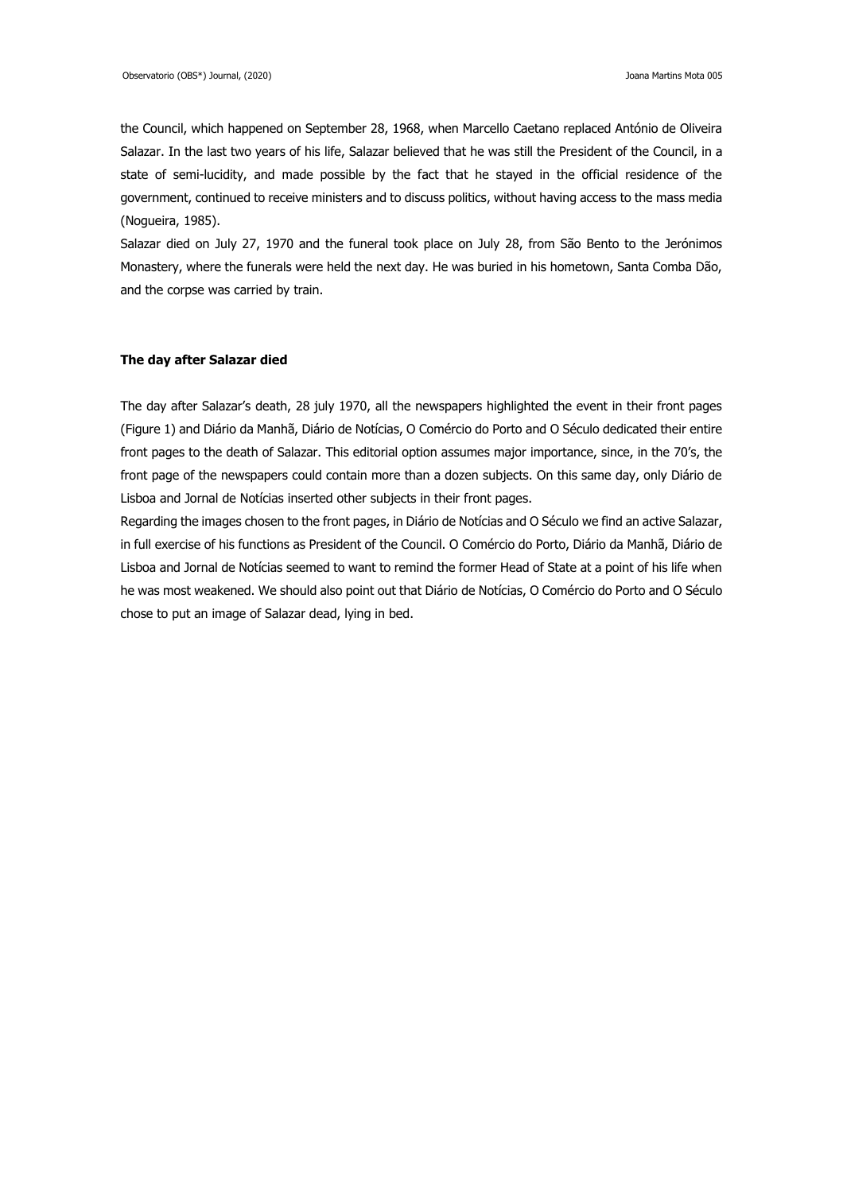the Council, which happened on September 28, 1968, when Marcello Caetano replaced António de Oliveira Salazar. In the last two years of his life, Salazar believed that he was still the President of the Council, in a state of semi-lucidity, and made possible by the fact that he stayed in the official residence of the government, continued to receive ministers and to discuss politics, without having access to the mass media (Nogueira, 1985).

Salazar died on July 27, 1970 and the funeral took place on July 28, from São Bento to the Jerónimos Monastery, where the funerals were held the next day. He was buried in his hometown, Santa Comba Dão, and the corpse was carried by train.

**The day after Salazar died**

The day after Salazar's death, 28 july 1970, all the newspapers highlighted the event in their front pages (Figure 1) and Diário da Manhã, Diário de Notícias, O Comércio do Porto and O Século dedicated their entire front pages to the death of Salazar. This editorial option assumes major importance, since, in the 70's, the front page of the newspapers could contain more than a dozen subjects. On this same day, only Diário de Lisboa and Jornal de Notícias inserted other subjects in their front pages.

Regarding the images chosen to the front pages, in Diário de Notícias and O Século we find an active Salazar, in full exercise of his functions as President of the Council. O Comércio do Porto, Diário da Manhã, Diário de Lisboa and Jornal de Notícias seemed to want to remind the former Head of State at a point of his life when he was most weakened. We should also point out that Diário de Notícias, O Comércio do Porto and O Século chose to put an image of Salazar dead, lying in bed.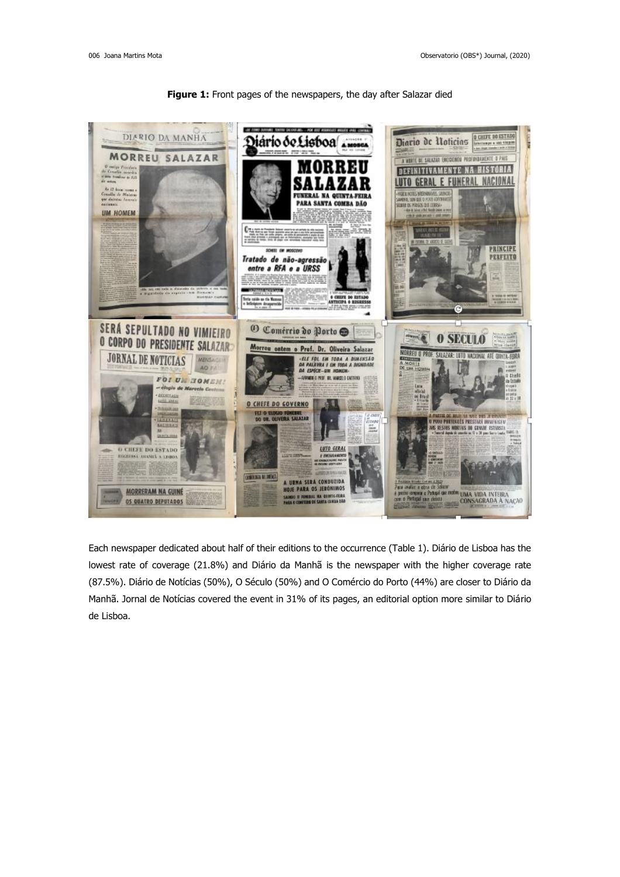**Figure 1:** Front pages of the newspapers, the day after Salazar died

Each newspaper dedicated about half of their editions to the occurrence (Table 1). Diário de Lisboa has the lowest rate of coverage (21.8%) and Diário da Manhã is the newspaper with the higher coverage rate (87.5%). Diário de Notícias (50%), O Século (50%) and O Comércio do Porto (44%) are closer to Diário da Manhã. Jornal de Notícias covered the event in 31% of its pages, an editorial option more similar to Diário de Lisboa.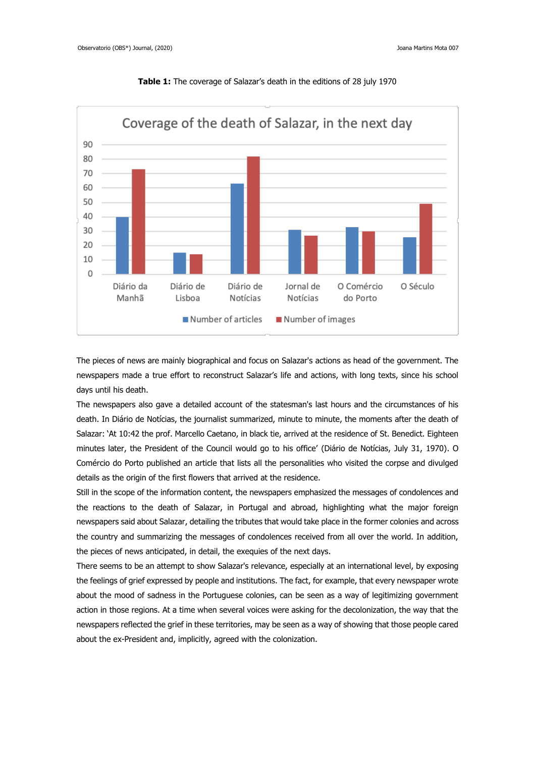**Table 1:** The coverage of Salazar's death in the editions of 28 july 1970

The pieces of news are mainly biographical and focus on Salazar's actions as head of the government. The newspapers made a true effort to reconstruct Salazar's life and actions, with long texts, since his school days until his death.

The newspapers also gave a detailed account of the statesman's last hours and the circumstances of his death. In Diário de Notícias, the journalist summarized, minute to minute, the moments after the death of Salazar: 'At 10:42 the prof. Marcello Caetano, in black tie, arrived at the residence of St. Benedict. Eighteen minutes later, the President of the Council would go to his office' (Diário de Notícias, July 31, 1970). O Comércio do Porto published an article that lists all the personalities who visited the corpse and divulged details as the origin of the first flowers that arrived at the residence.

Still in the scope of the information content, the newspapers emphasized the messages of condolences and the reactions to the death of Salazar, in Portugal and abroad, highlighting what the major foreign newspapers said about Salazar, detailing the tributes that would take place in the former colonies and across the country and summarizing the messages of condolences received from all over the world. In addition, the pieces of news anticipated, in detail, the exequies of the next days.

There seems to be an attempt to show Salazar's relevance, especially at an international level, by exposing the feelings of grief expressed by people and institutions. The fact, for example, that every newspaper wrote about the mood of sadness in the Portuguese colonies, can be seen as a way of legitimizing government action in those regions. At a time when several voices were asking for the decolonization, the way that the newspapers reflected the grief in these territories, may be seen as a way of showing that those people cared about the ex-President and, implicitly, agreed with the colonization.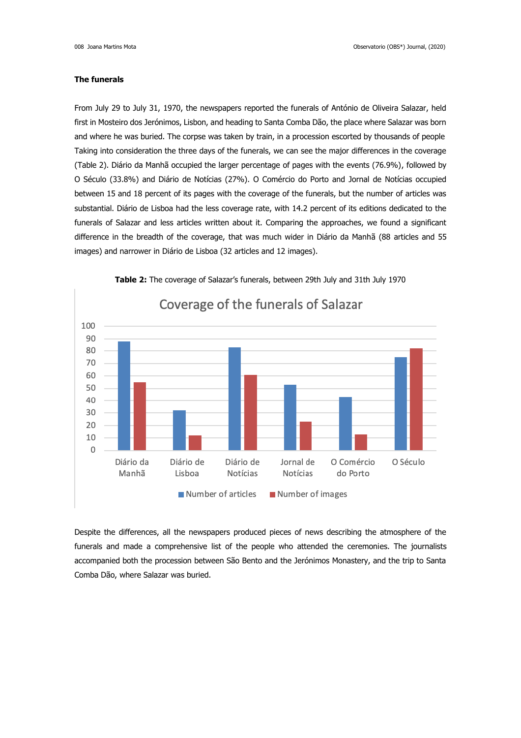### The funerals

From July 29 to July 31, 1970, the newspapers reported the funerals of António de Oliveira Salazar, held first in Mosteiro dos Jerónimos, Lisbon, and heading to Santa Comba Dão, the place where Salazar was born and where he was buried. The corpse was taken by train, in a procession escorted by thousands of people Taking into consideration the three days of the funerals, we can see the major differences in the coverage (Table 2). Diário da Manhã occupied the larger percentage of pages with the events (76.9%), followed by O Século (33.8%) and Diário de Notícias (27%). O Comércio do Porto and Jornal de Notícias occupied between 15 and 18 percent of its pages with the coverage of the funerals, but the number of articles was substantial. Diário de Lisboa had the less coverage rate, with 14.2 percent of its editions dedicated to the funerals of Salazar and less articles written about it. Comparing the approaches, we found a significant difference in the breadth of the coverage, that was much wider in Diário da Manhã (88 articles and 55 images) and narrower in Diário de Lisboa (32 articles and 12 images).

**Table 2:** The coverage of Salazar's funerals, between 29th July and 31th July 1970

Despite the differences, all the newspapers produced pieces of news describing the atmosphere of the funerals and made a comprehensive list of the people who attended the ceremonies. The journalists accompanied both the procession between São Bento and the Jerónimos Monastery, and the trip to Santa Comba Dão, where Salazar was buried.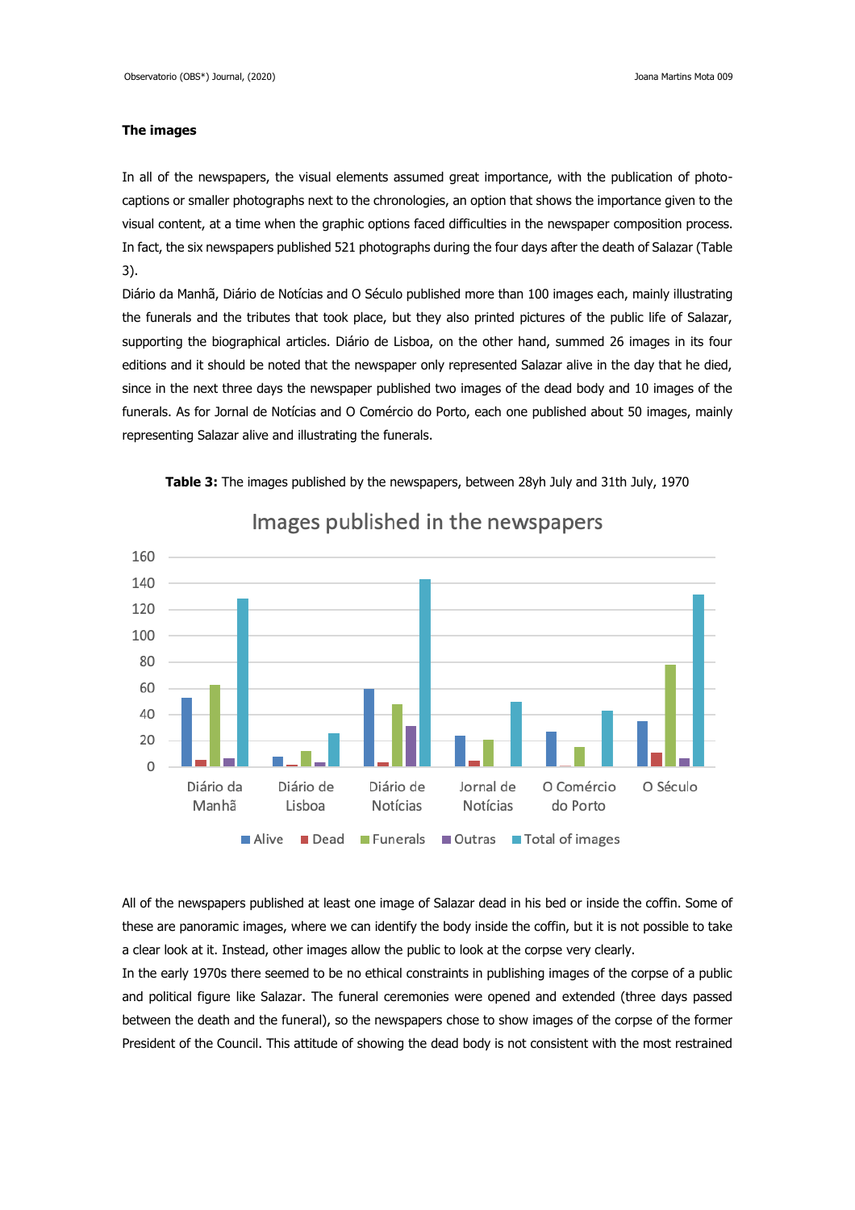### The images

In all of the newspapers, the visual elements assumed great importance, with the publication of photo-captions or smaller photographs next to the chronologies, an option that shows the importance given to the visual content, at a time when the graphic options faced difficulties in the newspaper composition process. In fact, the six newspapers published 521 photographs during the four days after the death of Salazar (Table 3).

Diário da Manhã, Diário de Notícias and O Século published more than 100 images each, mainly illustrating the funerals and the tributes that took place, but they also printed pictures of the public life of Salazar, supporting the biographical articles. Diário de Lisboa, on the other hand, summed 26 images in its four editions and it should be noted that the newspaper only represented Salazar alive in the day that he died, since in the next three days the newspaper published two images of the dead body and 10 images of the funerals. As for Jornal de Notícias and O Comércio do Porto, each one published about 50 images, mainly representing Salazar alive and illustrating the funerals.

**Table 3:** The images published by the newspapers, between 28yh July and 31th July, 1970

Images published in the newspapers

Alive · Dead · Funerals · Outras · Total of images

Diário da Manhã · Diário de Lisboa · Diário de Notícias · Jornal de Notícias · O Comércio do Porto · O Século

All of the newspapers published at least one image of Salazar dead in his bed or inside the coffin. Some of these are panoramic images, where we can identify the body inside the coffin, but it is not possible to take a clear look at it. Instead, other images allow the public to look at the corpse very clearly.

In the early 1970s there seemed to be no ethical constraints in publishing images of the corpse of a public and political figure like Salazar. The funeral ceremonies were opened and extended (three days passed between the death and the funeral), so the newspapers chose to show images of the corpse of the former President of the Council. This attitude of showing the dead body is not consistent with the most restrained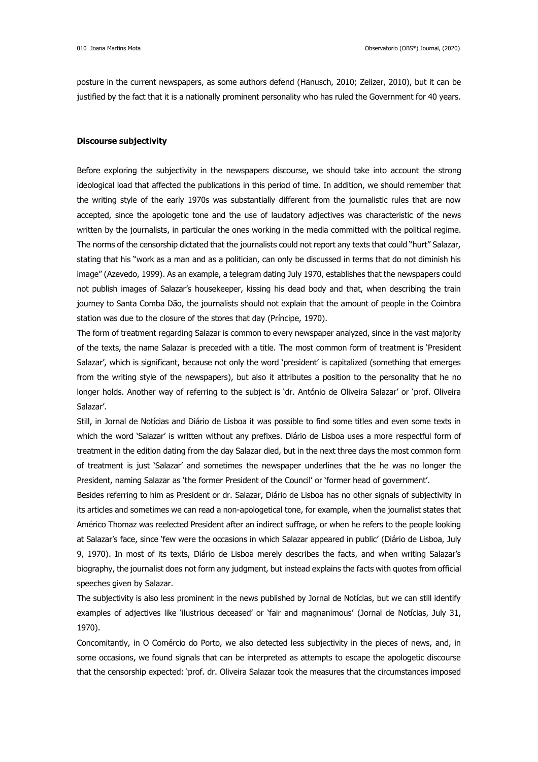posture in the current newspapers, as some authors defend (Hanusch, 2010; Zelizer, 2010), but it can be justified by the fact that it is a nationally prominent personality who has ruled the Government for 40 years.

**Discourse subjectivity**

Before exploring the subjectivity in the newspapers discourse, we should take into account the strong ideological load that affected the publications in this period of time. In addition, we should remember that the writing style of the early 1970s was substantially different from the journalistic rules that are now accepted, since the apologetic tone and the use of laudatory adjectives was characteristic of the news written by the journalists, in particular the ones working in the media committed with the political regime. The norms of the censorship dictated that the journalists could not report any texts that could "hurt" Salazar, stating that his "work as a man and as a politician, can only be discussed in terms that do not diminish his image" (Azevedo, 1999). As an example, a telegram dating July 1970, establishes that the newspapers could not publish images of Salazar's housekeeper, kissing his dead body and that, when describing the train journey to Santa Comba Dão, the journalists should not explain that the amount of people in the Coimbra station was due to the closure of the stores that day (Príncipe, 1970).

The form of treatment regarding Salazar is common to every newspaper analyzed, since in the vast majority of the texts, the name Salazar is preceded with a title. The most common form of treatment is 'President Salazar', which is significant, because not only the word 'president' is capitalized (something that emerges from the writing style of the newspapers), but also it attributes a position to the personality that he no longer holds. Another way of referring to the subject is 'dr. António de Oliveira Salazar' or 'prof. Oliveira Salazar'.

Still, in Jornal de Notícias and Diário de Lisboa it was possible to find some titles and even some texts in which the word 'Salazar' is written without any prefixes. Diário de Lisboa uses a more respectful form of treatment in the edition dating from the day Salazar died, but in the next three days the most common form of treatment is just 'Salazar' and sometimes the newspaper underlines that the he was no longer the President, naming Salazar as 'the former President of the Council' or 'former head of government'.

Besides referring to him as President or dr. Salazar, Diário de Lisboa has no other signals of subjectivity in its articles and sometimes we can read a non-apologetical tone, for example, when the journalist states that Américo Thomaz was reelected President after an indirect suffrage, or when he refers to the people looking at Salazar's face, since 'few were the occasions in which Salazar appeared in public' (Diário de Lisboa, July 9, 1970). In most of its texts, Diário de Lisboa merely describes the facts, and when writing Salazar's biography, the journalist does not form any judgment, but instead explains the facts with quotes from official speeches given by Salazar.

The subjectivity is also less prominent in the news published by Jornal de Notícias, but we can still identify examples of adjectives like 'ilustrious deceased' or 'fair and magnanimous' (Jornal de Notícias, July 31, 1970).

Concomitantly, in O Comércio do Porto, we also detected less subjectivity in the pieces of news, and, in some occasions, we found signals that can be interpreted as attempts to escape the apologetic discourse that the censorship expected: 'prof. dr. Oliveira Salazar took the measures that the circumstances imposed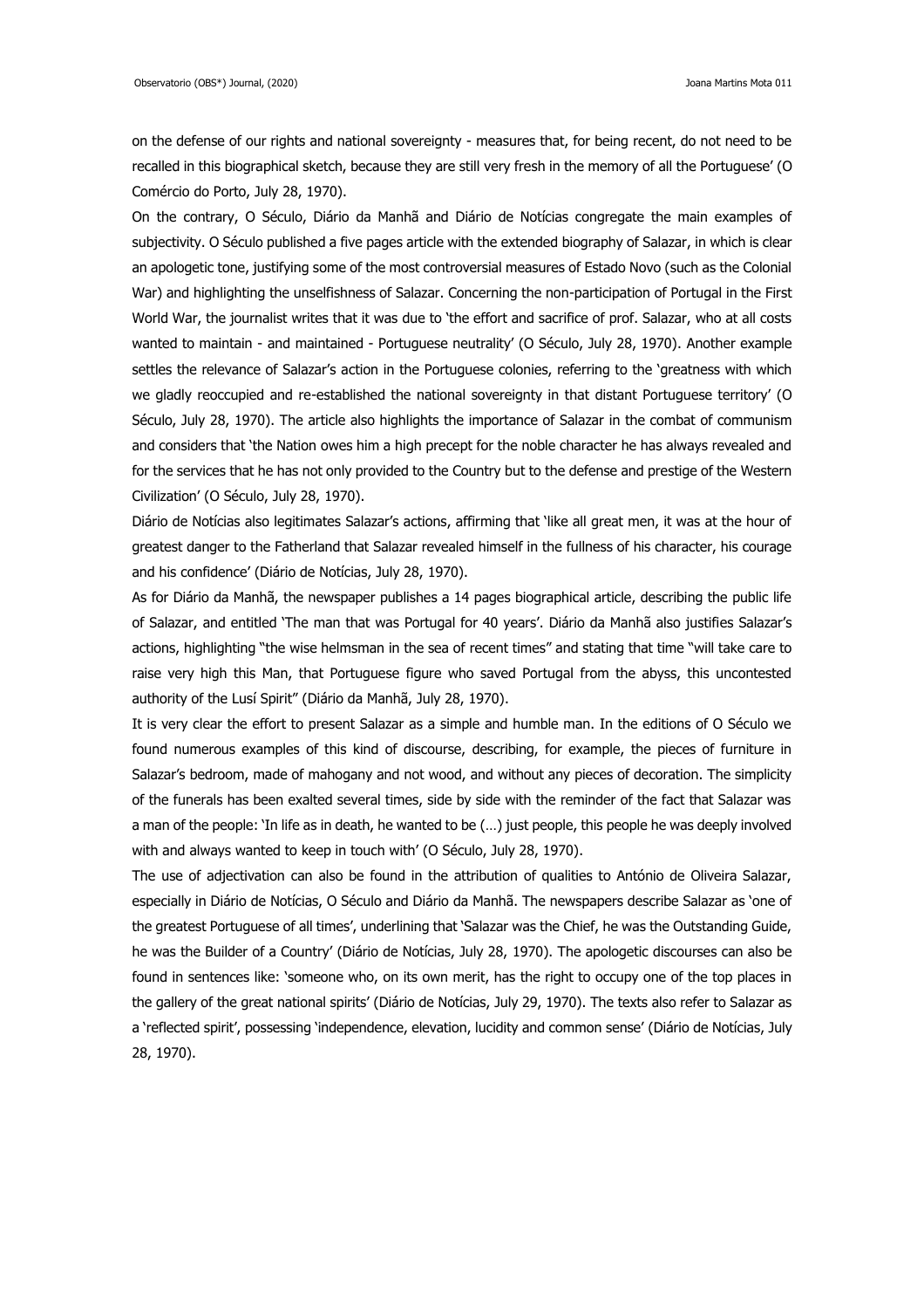on the defense of our rights and national sovereignty - measures that, for being recent, do not need to be recalled in this biographical sketch, because they are still very fresh in the memory of all the Portuguese' (O Comércio do Porto, July 28, 1970).

On the contrary, O Século, Diário da Manhã and Diário de Notícias congregate the main examples of subjectivity. O Século published a five pages article with the extended biography of Salazar, in which is clear an apologetic tone, justifying some of the most controversial measures of Estado Novo (such as the Colonial War) and highlighting the unselfishness of Salazar. Concerning the non-participation of Portugal in the First World War, the journalist writes that it was due to 'the effort and sacrifice of prof. Salazar, who at all costs wanted to maintain - and maintained - Portuguese neutrality' (O Século, July 28, 1970). Another example settles the relevance of Salazar's action in the Portuguese colonies, referring to the 'greatness with which we gladly reoccupied and re-established the national sovereignty in that distant Portuguese territory' (O Século, July 28, 1970). The article also highlights the importance of Salazar in the combat of communism and considers that 'the Nation owes him a high precept for the noble character he has always revealed and for the services that he has not only provided to the Country but to the defense and prestige of the Western Civilization' (O Século, July 28, 1970).

Diário de Notícias also legitimates Salazar's actions, affirming that 'like all great men, it was at the hour of greatest danger to the Fatherland that Salazar revealed himself in the fullness of his character, his courage and his confidence' (Diário de Notícias, July 28, 1970).

As for Diário da Manhã, the newspaper publishes a 14 pages biographical article, describing the public life of Salazar, and entitled 'The man that was Portugal for 40 years'. Diário da Manhã also justifies Salazar's actions, highlighting "the wise helmsman in the sea of recent times" and stating that time "will take care to raise very high this Man, that Portuguese figure who saved Portugal from the abyss, this uncontested authority of the Lusí Spirit" (Diário da Manhã, July 28, 1970).

It is very clear the effort to present Salazar as a simple and humble man. In the editions of O Século we found numerous examples of this kind of discourse, describing, for example, the pieces of furniture in Salazar's bedroom, made of mahogany and not wood, and without any pieces of decoration. The simplicity of the funerals has been exalted several times, side by side with the reminder of the fact that Salazar was a man of the people: 'In life as in death, he wanted to be (…) just people, this people he was deeply involved with and always wanted to keep in touch with' (O Século, July 28, 1970).

The use of adjectivation can also be found in the attribution of qualities to António de Oliveira Salazar, especially in Diário de Notícias, O Século and Diário da Manhã. The newspapers describe Salazar as 'one of the greatest Portuguese of all times', underlining that 'Salazar was the Chief, he was the Outstanding Guide, he was the Builder of a Country' (Diário de Notícias, July 28, 1970). The apologetic discourses can also be found in sentences like: 'someone who, on its own merit, has the right to occupy one of the top places in the gallery of the great national spirits' (Diário de Notícias, July 29, 1970). The texts also refer to Salazar as a 'reflected spirit', possessing 'independence, elevation, lucidity and common sense' (Diário de Notícias, July 28, 1970).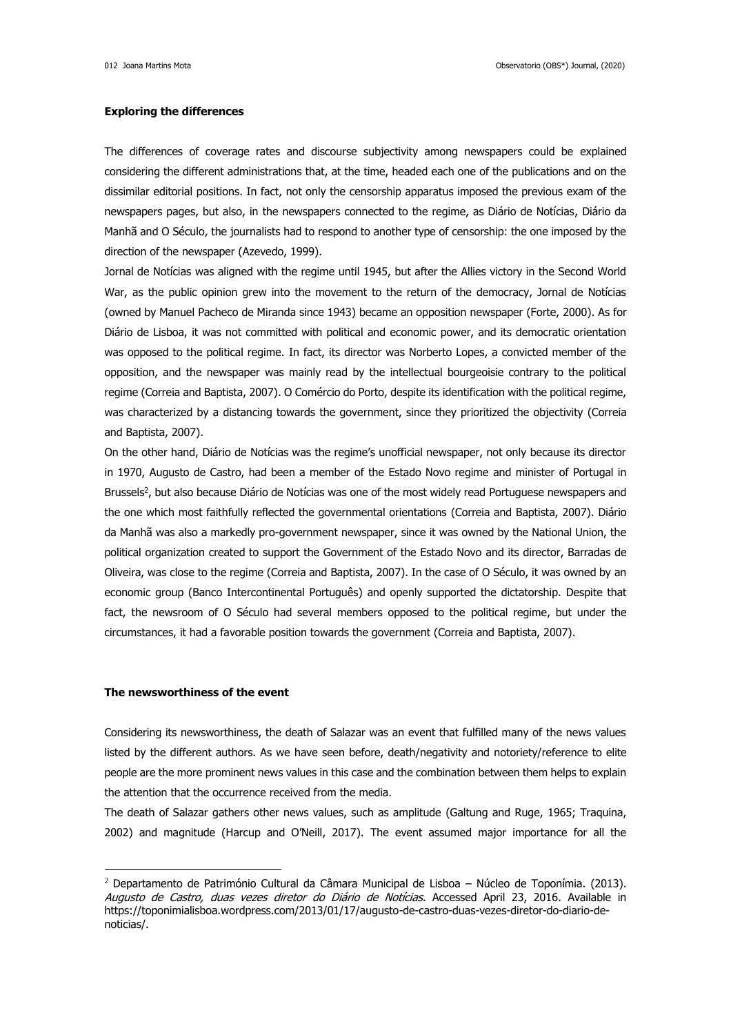**Exploring the differences**

The differences of coverage rates and discourse subjectivity among newspapers could be explained considering the different administrations that, at the time, headed each one of the publications and on the dissimilar editorial positions. In fact, not only the censorship apparatus imposed the previous exam of the newspapers pages, but also, in the newspapers connected to the regime, as Diário de Notícias, Diário da Manhã and O Século, the journalists had to respond to another type of censorship: the one imposed by the direction of the newspaper (Azevedo, 1999).

Jornal de Notícias was aligned with the regime until 1945, but after the Allies victory in the Second World War, as the public opinion grew into the movement to the return of the democracy, Jornal de Notícias (owned by Manuel Pacheco de Miranda since 1943) became an opposition newspaper (Forte, 2000). As for Diário de Lisboa, it was not committed with political and economic power, and its democratic orientation was opposed to the political regime. In fact, its director was Norberto Lopes, a convicted member of the opposition, and the newspaper was mainly read by the intellectual bourgeoisie contrary to the political regime (Correia and Baptista, 2007). O Comércio do Porto, despite its identification with the political regime, was characterized by a distancing towards the government, since they prioritized the objectivity (Correia and Baptista, 2007).

On the other hand, Diário de Notícias was the regime's unofficial newspaper, not only because its director in 1970, Augusto de Castro, had been a member of the Estado Novo regime and minister of Portugal in Brussels[2], but also because Diário de Notícias was one of the most widely read Portuguese newspapers and the one which most faithfully reflected the governmental orientations (Correia and Baptista, 2007). Diário da Manhã was also a markedly pro-government newspaper, since it was owned by the National Union, the political organization created to support the Government of the Estado Novo and its director, Barradas de Oliveira, was close to the regime (Correia and Baptista, 2007). In the case of O Século, it was owned by an economic group (Banco Intercontinental Português) and openly supported the dictatorship. Despite that fact, the newsroom of O Século had several members opposed to the political regime, but under the circumstances, it had a favorable position towards the government (Correia and Baptista, 2007).

**The newsworthiness of the event**

Considering its newsworthiness, the death of Salazar was an event that fulfilled many of the news values listed by the different authors. As we have seen before, death/negativity and notoriety/reference to elite people are the more prominent news values in this case and the combination between them helps to explain the attention that the occurrence received from the media.

The death of Salazar gathers other news values, such as amplitude (Galtung and Ruge, 1965; Traquina, 2002) and magnitude (Harcup and O'Neill, 2017). The event assumed major importance for all the

[2] Departamento de Património Cultural da Câmara Municipal de Lisboa – Núcleo de Toponímia. (2013). *Augusto de Castro, duas vezes diretor do Diário de Notícias*. Accessed April 23, 2016. Available in https://toponimialisboa.wordpress.com/2013/01/17/augusto-de-castro-duas-vezes-diretor-do-diario-de-noticias/.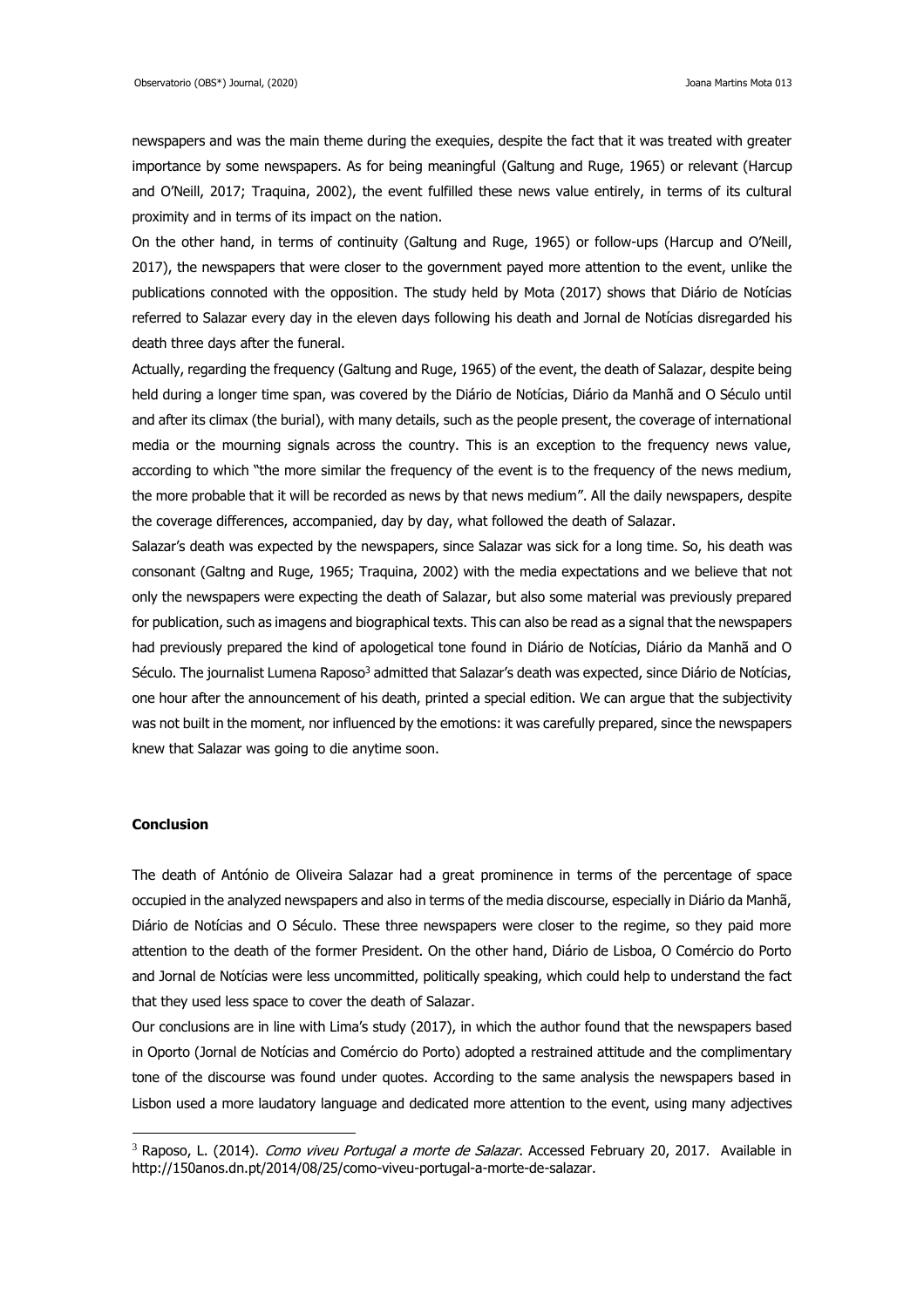newspapers and was the main theme during the exequies, despite the fact that it was treated with greater importance by some newspapers. As for being meaningful (Galtung and Ruge, 1965) or relevant (Harcup and O'Neill, 2017; Traquina, 2002), the event fulfilled these news value entirely, in terms of its cultural proximity and in terms of its impact on the nation.

On the other hand, in terms of continuity (Galtung and Ruge, 1965) or follow-ups (Harcup and O'Neill, 2017), the newspapers that were closer to the government payed more attention to the event, unlike the publications connoted with the opposition. The study held by Mota (2017) shows that Diário de Notícias referred to Salazar every day in the eleven days following his death and Jornal de Notícias disregarded his death three days after the funeral.

Actually, regarding the frequency (Galtung and Ruge, 1965) of the event, the death of Salazar, despite being held during a longer time span, was covered by the Diário de Notícias, Diário da Manhã and O Século until and after its climax (the burial), with many details, such as the people present, the coverage of international media or the mourning signals across the country. This is an exception to the frequency news value, according to which "the more similar the frequency of the event is to the frequency of the news medium, the more probable that it will be recorded as news by that news medium". All the daily newspapers, despite the coverage differences, accompanied, day by day, what followed the death of Salazar.

Salazar's death was expected by the newspapers, since Salazar was sick for a long time. So, his death was consonant (Galtng and Ruge, 1965; Traquina, 2002) with the media expectations and we believe that not only the newspapers were expecting the death of Salazar, but also some material was previously prepared for publication, such as imagens and biographical texts. This can also be read as a signal that the newspapers had previously prepared the kind of apologetical tone found in Diário de Notícias, Diário da Manhã and O Século. The journalist Lumena Raposo[3] admitted that Salazar's death was expected, since Diário de Notícias, one hour after the announcement of his death, printed a special edition. We can argue that the subjectivity was not built in the moment, nor influenced by the emotions: it was carefully prepared, since the newspapers knew that Salazar was going to die anytime soon.

## Conclusion

The death of António de Oliveira Salazar had a great prominence in terms of the percentage of space occupied in the analyzed newspapers and also in terms of the media discourse, especially in Diário da Manhã, Diário de Notícias and O Século. These three newspapers were closer to the regime, so they paid more attention to the death of the former President. On the other hand, Diário de Lisboa, O Comércio do Porto and Jornal de Notícias were less uncommitted, politically speaking, which could help to understand the fact that they used less space to cover the death of Salazar.

Our conclusions are in line with Lima's study (2017), in which the author found that the newspapers based in Oporto (Jornal de Notícias and Comércio do Porto) adopted a restrained attitude and the complimentary tone of the discourse was found under quotes. According to the same analysis the newspapers based in Lisbon used a more laudatory language and dedicated more attention to the event, using many adjectives

[3] Raposo, L. (2014). *Como viveu Portugal a morte de Salazar*. Accessed February 20, 2017. Available in http://150anos.dn.pt/2014/08/25/como-viveu-portugal-a-morte-de-salazar.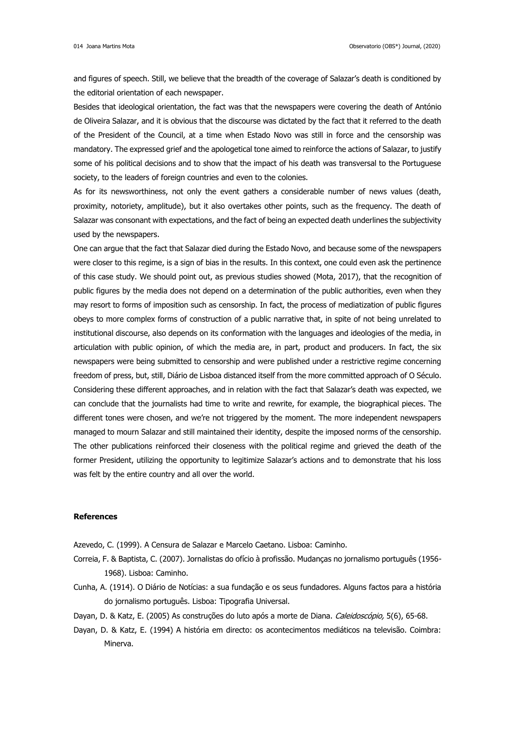and figures of speech. Still, we believe that the breadth of the coverage of Salazar's death is conditioned by the editorial orientation of each newspaper.

Besides that ideological orientation, the fact was that the newspapers were covering the death of António de Oliveira Salazar, and it is obvious that the discourse was dictated by the fact that it referred to the death of the President of the Council, at a time when Estado Novo was still in force and the censorship was mandatory. The expressed grief and the apologetical tone aimed to reinforce the actions of Salazar, to justify some of his political decisions and to show that the impact of his death was transversal to the Portuguese society, to the leaders of foreign countries and even to the colonies.

As for its newsworthiness, not only the event gathers a considerable number of news values (death, proximity, notoriety, amplitude), but it also overtakes other points, such as the frequency. The death of Salazar was consonant with expectations, and the fact of being an expected death underlines the subjectivity used by the newspapers.

One can argue that the fact that Salazar died during the Estado Novo, and because some of the newspapers were closer to this regime, is a sign of bias in the results. In this context, one could even ask the pertinence of this case study. We should point out, as previous studies showed (Mota, 2017), that the recognition of public figures by the media does not depend on a determination of the public authorities, even when they may resort to forms of imposition such as censorship. In fact, the process of mediatization of public figures obeys to more complex forms of construction of a public narrative that, in spite of not being unrelated to institutional discourse, also depends on its conformation with the languages and ideologies of the media, in articulation with public opinion, of which the media are, in part, product and producers. In fact, the six newspapers were being submitted to censorship and were published under a restrictive regime concerning freedom of press, but, still, Diário de Lisboa distanced itself from the more committed approach of O Século. Considering these different approaches, and in relation with the fact that Salazar's death was expected, we can conclude that the journalists had time to write and rewrite, for example, the biographical pieces. The different tones were chosen, and we're not triggered by the moment. The more independent newspapers managed to mourn Salazar and still maintained their identity, despite the imposed norms of the censorship. The other publications reinforced their closeness with the political regime and grieved the death of the former President, utilizing the opportunity to legitimize Salazar's actions and to demonstrate that his loss was felt by the entire country and all over the world.

## References

Azevedo, C. (1999). A Censura de Salazar e Marcelo Caetano. Lisboa: Caminho.

Correia, F. & Baptista, C. (2007). Jornalistas do ofício à profissão. Mudanças no jornalismo português (1956-1968). Lisboa: Caminho.

Cunha, A. (1914). O Diário de Notícias: a sua fundação e os seus fundadores. Alguns factos para a história do jornalismo português. Lisboa: Tipografia Universal.

Dayan, D. & Katz, E. (2005) As construções do luto após a morte de Diana. *Caleidoscópio,* 5(6), 65-68.

Dayan, D. & Katz, E. (1994) A história em directo: os acontecimentos mediáticos na televisão. Coimbra: Minerva.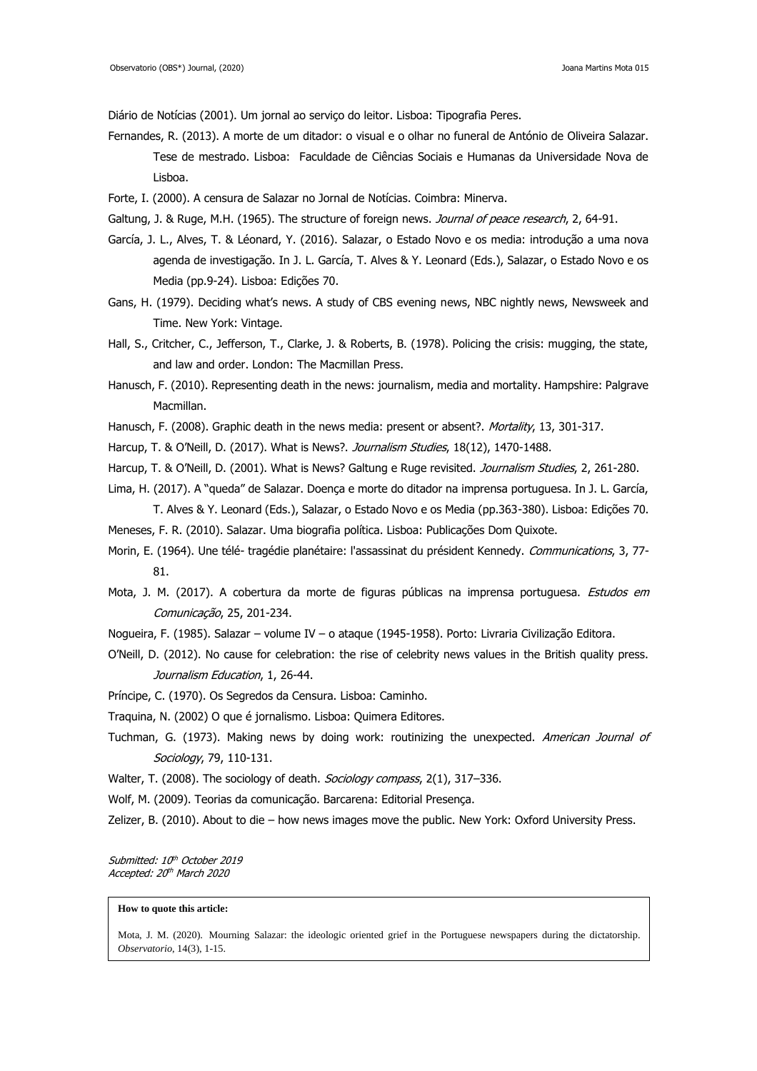Diário de Notícias (2001). Um jornal ao serviço do leitor. Lisboa: Tipografia Peres.

Fernandes, R. (2013). A morte de um ditador: o visual e o olhar no funeral de António de Oliveira Salazar. Tese de mestrado. Lisboa: Faculdade de Ciências Sociais e Humanas da Universidade Nova de Lisboa.

Forte, I. (2000). A censura de Salazar no Jornal de Notícias. Coimbra: Minerva.

Galtung, J. & Ruge, M.H. (1965). The structure of foreign news. *Journal of peace research*, 2, 64-91.

García, J. L., Alves, T. & Léonard, Y. (2016). Salazar, o Estado Novo e os media: introdução a uma nova agenda de investigação. In J. L. García, T. Alves & Y. Leonard (Eds.), Salazar, o Estado Novo e os Media (pp.9-24). Lisboa: Edições 70.

Gans, H. (1979). Deciding what's news. A study of CBS evening news, NBC nightly news, Newsweek and Time. New York: Vintage.

Hall, S., Critcher, C., Jefferson, T., Clarke, J. & Roberts, B. (1978). Policing the crisis: mugging, the state, and law and order. London: The Macmillan Press.

Hanusch, F. (2010). Representing death in the news: journalism, media and mortality. Hampshire: Palgrave Macmillan.

Hanusch, F. (2008). Graphic death in the news media: present or absent?. *Mortality*, 13, 301-317.

Harcup, T. & O'Neill, D. (2017). What is News?. *Journalism Studies*, 18(12), 1470-1488.

Harcup, T. & O'Neill, D. (2001). What is News? Galtung e Ruge revisited. *Journalism Studies*, 2, 261-280.

Lima, H. (2017). A "queda" de Salazar. Doença e morte do ditador na imprensa portuguesa. In J. L. García, T. Alves & Y. Leonard (Eds.), Salazar, o Estado Novo e os Media (pp.363-380). Lisboa: Edições 70.

Meneses, F. R. (2010). Salazar. Uma biografia política. Lisboa: Publicações Dom Quixote.

Morin, E. (1964). Une télé- tragédie planétaire: l'assassinat du président Kennedy. *Communications*, 3, 77-81.

Mota, J. M. (2017). A cobertura da morte de figuras públicas na imprensa portuguesa. *Estudos em Comunicação*, 25, 201-234.

Nogueira, F. (1985). Salazar – volume IV – o ataque (1945-1958). Porto: Livraria Civilização Editora.

O'Neill, D. (2012). No cause for celebration: the rise of celebrity news values in the British quality press. *Journalism Education*, 1, 26-44.

Príncipe, C. (1970). Os Segredos da Censura. Lisboa: Caminho.

Traquina, N. (2002) O que é jornalismo. Lisboa: Quimera Editores.

Tuchman, G. (1973). Making news by doing work: routinizing the unexpected. *American Journal of Sociology*, 79, 110-131.

Walter, T. (2008). The sociology of death. *Sociology compass*, 2(1), 317–336.

Wolf, M. (2009). Teorias da comunicação. Barcarena: Editorial Presença.

Zelizer, B. (2010). About to die – how news images move the public. New York: Oxford University Press.

*Submitted: 10th October 2019*
*Accepted: 20th March 2020*

**How to quote this article:**

Mota, J. M. (2020). Mourning Salazar: the ideologic oriented grief in the Portuguese newspapers during the dictatorship. *Observatorio*, 14(3), 1-15.